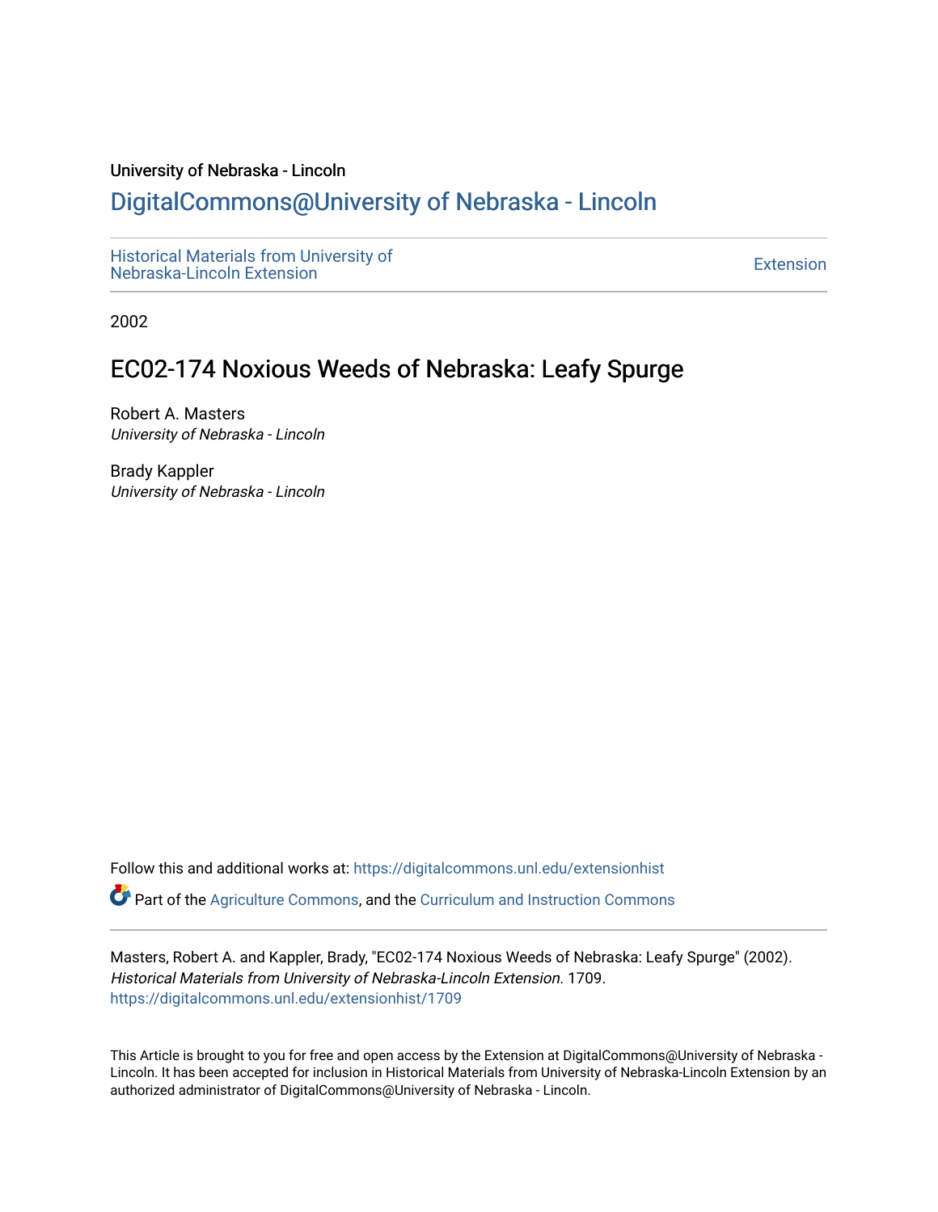University of Nebraska - Lincoln

# DigitalCommons@University of Nebraska - Lincoln

Historical Materials from University of Nebraska-Lincoln Extension

Extension

2002

## EC02-174 Noxious Weeds of Nebraska: Leafy Spurge

Robert A. Masters
*University of Nebraska - Lincoln*

Brady Kappler
*University of Nebraska - Lincoln*

Follow this and additional works at: https://digitalcommons.unl.edu/extensionhist

Part of the Agriculture Commons, and the Curriculum and Instruction Commons

Masters, Robert A. and Kappler, Brady, "EC02-174 Noxious Weeds of Nebraska: Leafy Spurge" (2002). *Historical Materials from University of Nebraska-Lincoln Extension*. 1709.
https://digitalcommons.unl.edu/extensionhist/1709

This Article is brought to you for free and open access by the Extension at DigitalCommons@University of Nebraska - Lincoln. It has been accepted for inclusion in Historical Materials from University of Nebraska-Lincoln Extension by an authorized administrator of DigitalCommons@University of Nebraska - Lincoln.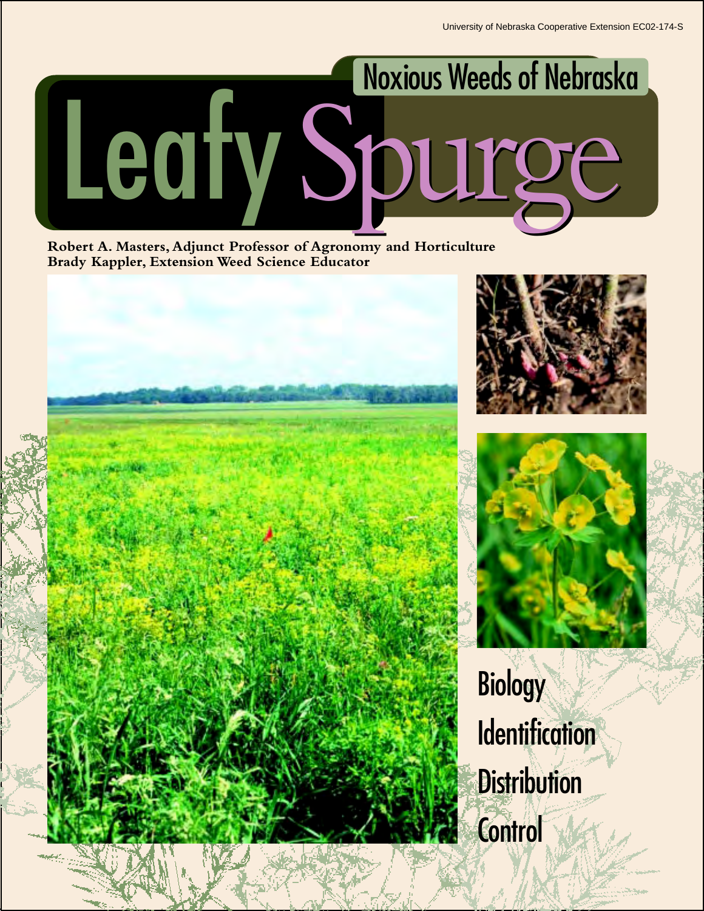University of Nebraska Cooperative Extension EC02-174-S

# Noxious Weeds of Nebraska

# Leafy Spurge

**Robert A. Masters, Adjunct Professor of Agronomy and Horticulture**
**Brady Kappler, Extension Weed Science Educator**

Biology

Identification

Distribution

Control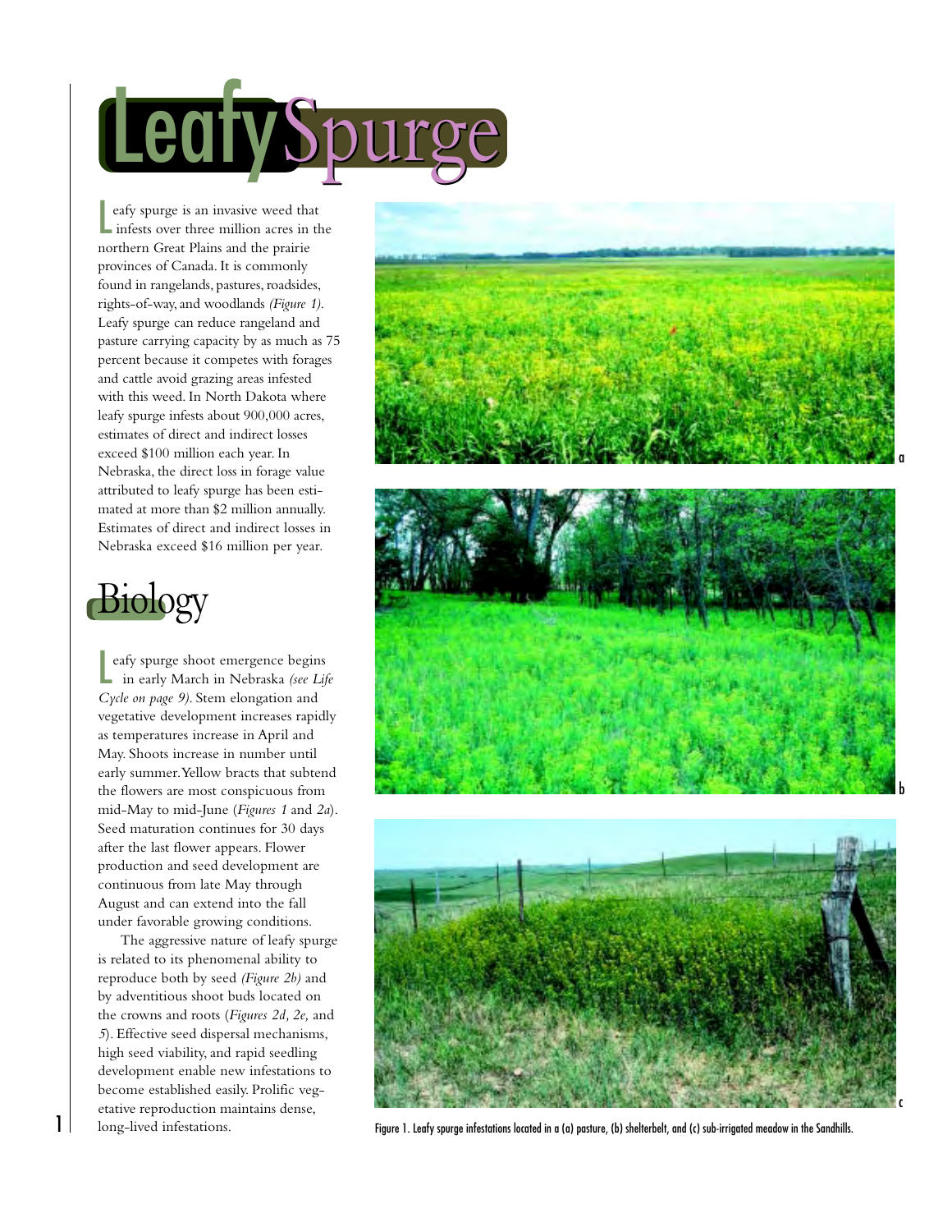# Leafy Spurge

Leafy spurge is an invasive weed that infests over three million acres in the northern Great Plains and the prairie provinces of Canada. It is commonly found in rangelands, pastures, roadsides, rights-of-way, and woodlands *(Figure 1)*. Leafy spurge can reduce rangeland and pasture carrying capacity by as much as 75 percent because it competes with forages and cattle avoid grazing areas infested with this weed. In North Dakota where leafy spurge infests about 900,000 acres, estimates of direct and indirect losses exceed $100 million each year. In Nebraska, the direct loss in forage value attributed to leafy spurge has been estimated at more than $2 million annually. Estimates of direct and indirect losses in Nebraska exceed $16 million per year.

## Biology

Leafy spurge shoot emergence begins in early March in Nebraska *(see Life Cycle on page 9)*. Stem elongation and vegetative development increases rapidly as temperatures increase in April and May. Shoots increase in number until early summer. Yellow bracts that subtend the flowers are most conspicuous from mid-May to mid-June (*Figures 1* and *2a*). Seed maturation continues for 30 days after the last flower appears. Flower production and seed development are continuous from late May through August and can extend into the fall under favorable growing conditions.

The aggressive nature of leafy spurge is related to its phenomenal ability to reproduce both by seed *(Figure 2b)* and by adventitious shoot buds located on the crowns and roots (*Figures 2d, 2e,* and *5*). Effective seed dispersal mechanisms, high seed viability, and rapid seedling development enable new infestations to become established easily. Prolific vegetative reproduction maintains dense, long-lived infestations.

Figure 1. Leafy spurge infestations located in a (a) pasture, (b) shelterbelt, and (c) sub-irrigated meadow in the Sandhills.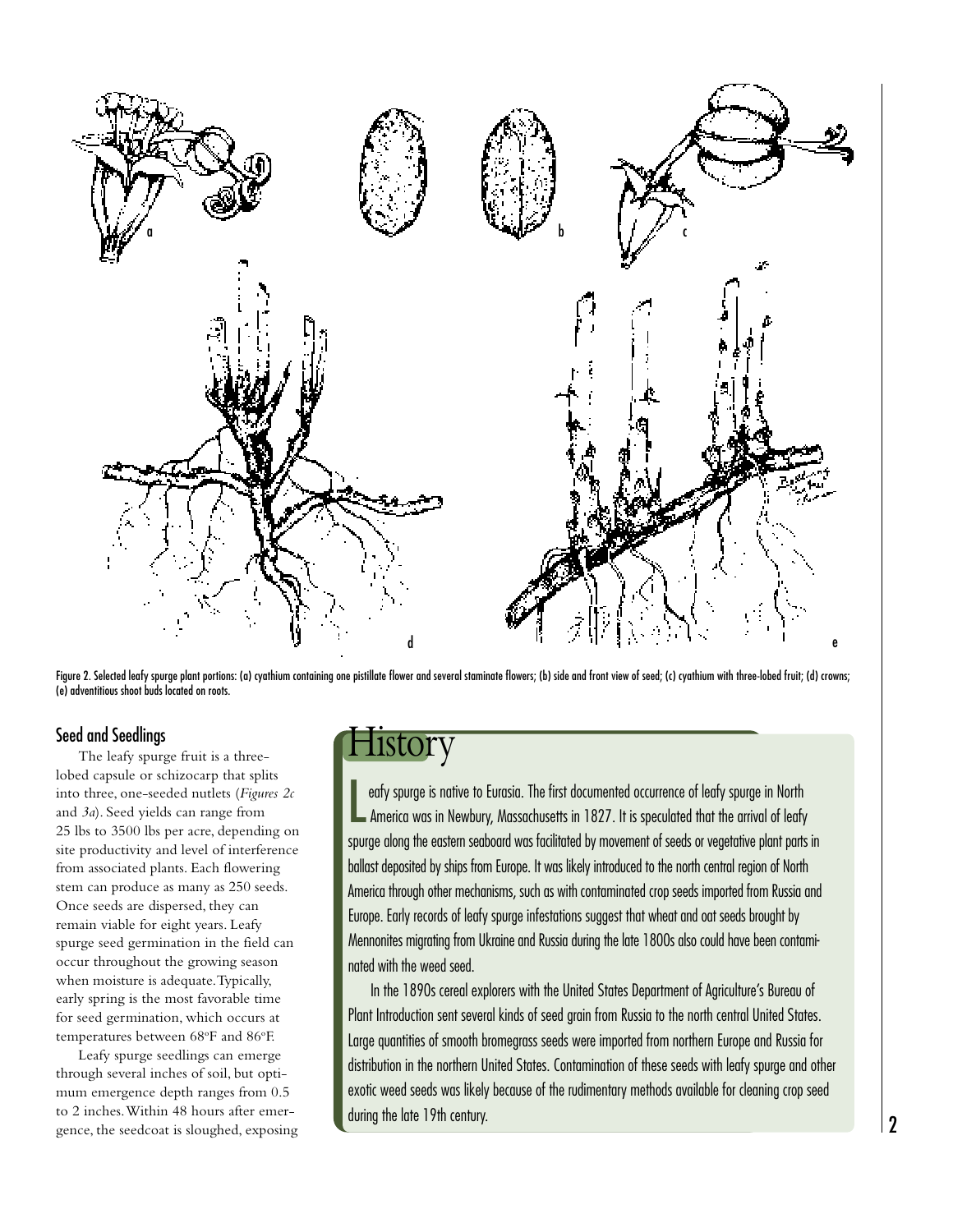Figure 2. Selected leafy spurge plant portions: (a) cyathium containing one pistillate flower and several staminate flowers; (b) side and front view of seed; (c) cyathium with three-lobed fruit; (d) crowns; (e) adventitious shoot buds located on roots.

### Seed and Seedlings

The leafy spurge fruit is a three-lobed capsule or schizocarp that splits into three, one-seeded nutlets (*Figures 2c* and *3a*). Seed yields can range from 25 lbs to 3500 lbs per acre, depending on site productivity and level of interference from associated plants. Each flowering stem can produce as many as 250 seeds. Once seeds are dispersed, they can remain viable for eight years. Leafy spurge seed germination in the field can occur throughout the growing season when moisture is adequate. Typically, early spring is the most favorable time for seed germination, which occurs at temperatures between 68°F and 86°F.

Leafy spurge seedlings can emerge through several inches of soil, but optimum emergence depth ranges from 0.5 to 2 inches. Within 48 hours after emergence, the seedcoat is sloughed, exposing

## History

Leafy spurge is native to Eurasia. The first documented occurrence of leafy spurge in North America was in Newbury, Massachusetts in 1827. It is speculated that the arrival of leafy spurge along the eastern seaboard was facilitated by movement of seeds or vegetative plant parts in ballast deposited by ships from Europe. It was likely introduced to the north central region of North America through other mechanisms, such as with contaminated crop seeds imported from Russia and Europe. Early records of leafy spurge infestations suggest that wheat and oat seeds brought by Mennonites migrating from Ukraine and Russia during the late 1800s also could have been contaminated with the weed seed.

In the 1890s cereal explorers with the United States Department of Agriculture's Bureau of Plant Introduction sent several kinds of seed grain from Russia to the north central United States. Large quantities of smooth bromegrass seeds were imported from northern Europe and Russia for distribution in the northern United States. Contamination of these seeds with leafy spurge and other exotic weed seeds was likely because of the rudimentary methods available for cleaning crop seed during the late 19th century.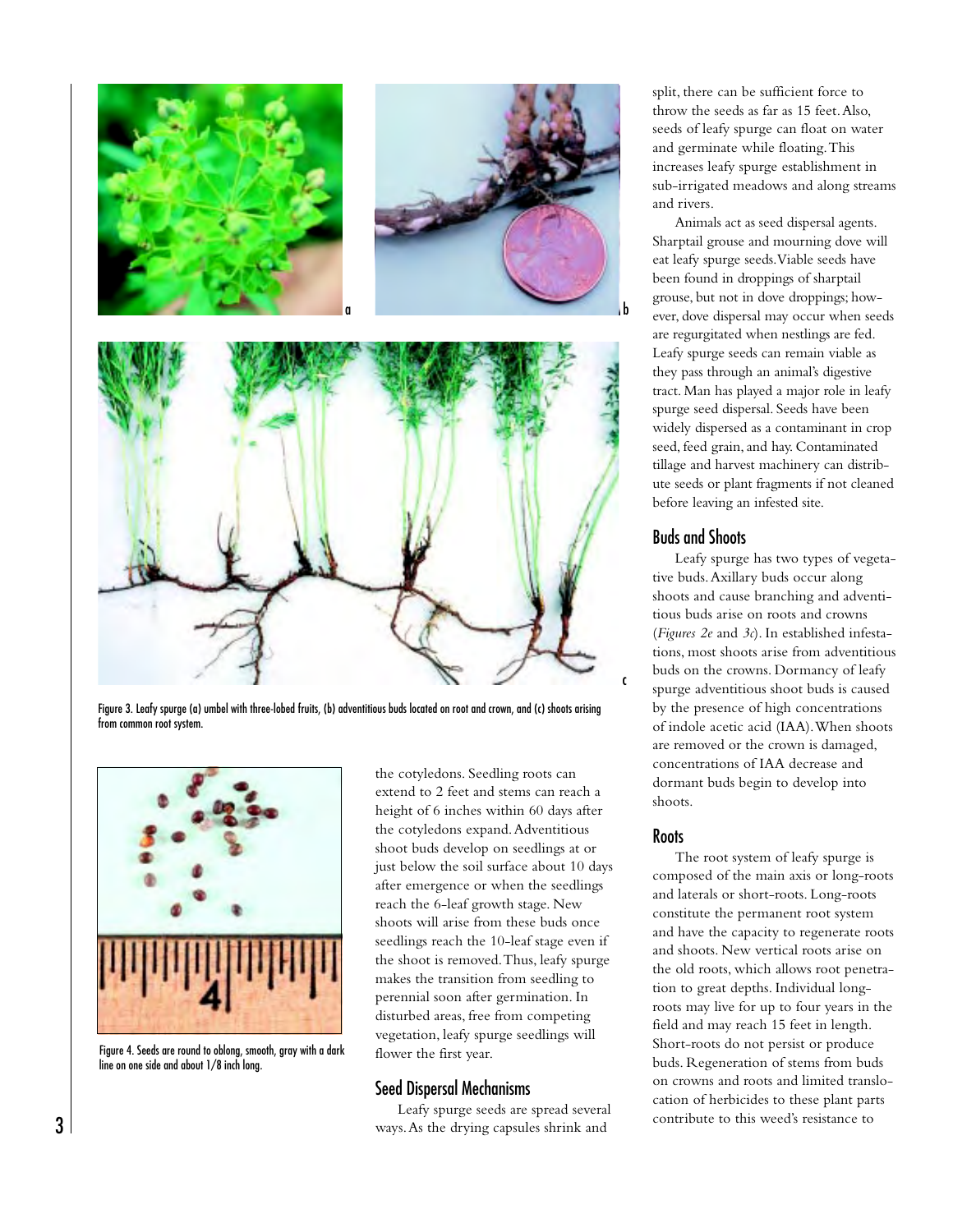Figure 3. Leafy spurge (a) umbel with three-lobed fruits, (b) adventitious buds located on root and crown, and (c) shoots arising from common root system.

Figure 4. Seeds are round to oblong, smooth, gray with a dark line on one side and about 1/8 inch long.

the cotyledons. Seedling roots can extend to 2 feet and stems can reach a height of 6 inches within 60 days after the cotyledons expand. Adventitious shoot buds develop on seedlings at or just below the soil surface about 10 days after emergence or when the seedlings reach the 6-leaf growth stage. New shoots will arise from these buds once seedlings reach the 10-leaf stage even if the shoot is removed. Thus, leafy spurge makes the transition from seedling to perennial soon after germination. In disturbed areas, free from competing vegetation, leafy spurge seedlings will flower the first year.

## Seed Dispersal Mechanisms

Leafy spurge seeds are spread several ways. As the drying capsules shrink and split, there can be sufficient force to throw the seeds as far as 15 feet. Also, seeds of leafy spurge can float on water and germinate while floating. This increases leafy spurge establishment in sub-irrigated meadows and along streams and rivers.

Animals act as seed dispersal agents. Sharptail grouse and mourning dove will eat leafy spurge seeds. Viable seeds have been found in droppings of sharptail grouse, but not in dove droppings; however, dove dispersal may occur when seeds are regurgitated when nestlings are fed. Leafy spurge seeds can remain viable as they pass through an animal's digestive tract. Man has played a major role in leafy spurge seed dispersal. Seeds have been widely dispersed as a contaminant in crop seed, feed grain, and hay. Contaminated tillage and harvest machinery can distribute seeds or plant fragments if not cleaned before leaving an infested site.

## Buds and Shoots

Leafy spurge has two types of vegetative buds. Axillary buds occur along shoots and cause branching and adventitious buds arise on roots and crowns (*Figures 2e* and *3c*). In established infestations, most shoots arise from adventitious buds on the crowns. Dormancy of leafy spurge adventitious shoot buds is caused by the presence of high concentrations of indole acetic acid (IAA). When shoots are removed or the crown is damaged, concentrations of IAA decrease and dormant buds begin to develop into shoots.

## Roots

The root system of leafy spurge is composed of the main axis or long-roots and laterals or short-roots. Long-roots constitute the permanent root system and have the capacity to regenerate roots and shoots. New vertical roots arise on the old roots, which allows root penetration to great depths. Individual long-roots may live for up to four years in the field and may reach 15 feet in length. Short-roots do not persist or produce buds. Regeneration of stems from buds on crowns and roots and limited translocation of herbicides to these plant parts contribute to this weed's resistance to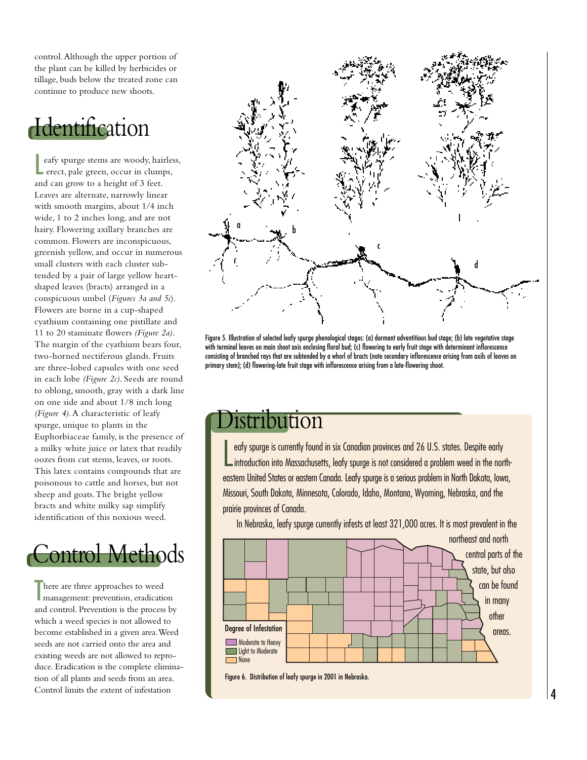control. Although the upper portion of the plant can be killed by herbicides or tillage, buds below the treated zone can continue to produce new shoots.

## Identification

Leafy spurge stems are woody, hairless, erect, pale green, occur in clumps, and can grow to a height of 3 feet. Leaves are alternate, narrowly linear with smooth margins, about 1/4 inch wide, 1 to 2 inches long, and are not hairy. Flowering axillary branches are common. Flowers are inconspicuous, greenish yellow, and occur in numerous small clusters with each cluster subtended by a pair of large yellow heart-shaped leaves (bracts) arranged in a conspicuous umbel (*Figures 3a and 5c*). Flowers are borne in a cup-shaped cyathium containing one pistillate and 11 to 20 staminate flowers *(Figure 2a)*. The margin of the cyathium bears four, two-horned nectiferous glands. Fruits are three-lobed capsules with one seed in each lobe *(Figure 2c)*. Seeds are round to oblong, smooth, gray with a dark line on one side and about 1/8 inch long *(Figure 4)*. A characteristic of leafy spurge, unique to plants in the Euphorbiaceae family, is the presence of a milky white juice or latex that readily oozes from cut stems, leaves, or roots. This latex contains compounds that are poisonous to cattle and horses, but not sheep and goats. The bright yellow bracts and white milky sap simplify identification of this noxious weed.

## Control Methods

There are three approaches to weed management: prevention, eradication and control. Prevention is the process by which a weed species is not allowed to become established in a given area. Weed seeds are not carried onto the area and existing weeds are not allowed to reproduce. Eradication is the complete elimination of all plants and seeds from an area. Control limits the extent of infestation

Figure 5. Illustration of selected leafy spurge phenological stages: (a) dormant adventitious bud stage; (b) late vegetative stage with terminal leaves on main shoot axis enclosing floral bud; (c) flowering to early fruit stage with determinant inflorescence consisting of branched rays that are subtended by a whorl of bracts (note secondary inflorescence arising from axils of leaves on primary stem); (d) flowering-late fruit stage with inflorescence arising from a late-flowering shoot.

## Distribution

Leafy spurge is currently found in six Canadian provinces and 26 U.S. states. Despite early introduction into Massachusetts, leafy spurge is not considered a problem weed in the northeastern United States or eastern Canada. Leafy spurge is a serious problem in North Dakota, Iowa, Missouri, South Dakota, Minnesota, Colorado, Idaho, Montana, Wyoming, Nebraska, and the prairie provinces of Canada.

In Nebraska, leafy spurge currently infests at least 321,000 acres. It is most prevalent in the northeast and north central parts of the state, but also can be found in many other areas.

Degree of Infestation
- Moderate to Heavy
- Light to Moderate
- None

Figure 6. Distribution of leafy spurge in 2001 in Nebraska.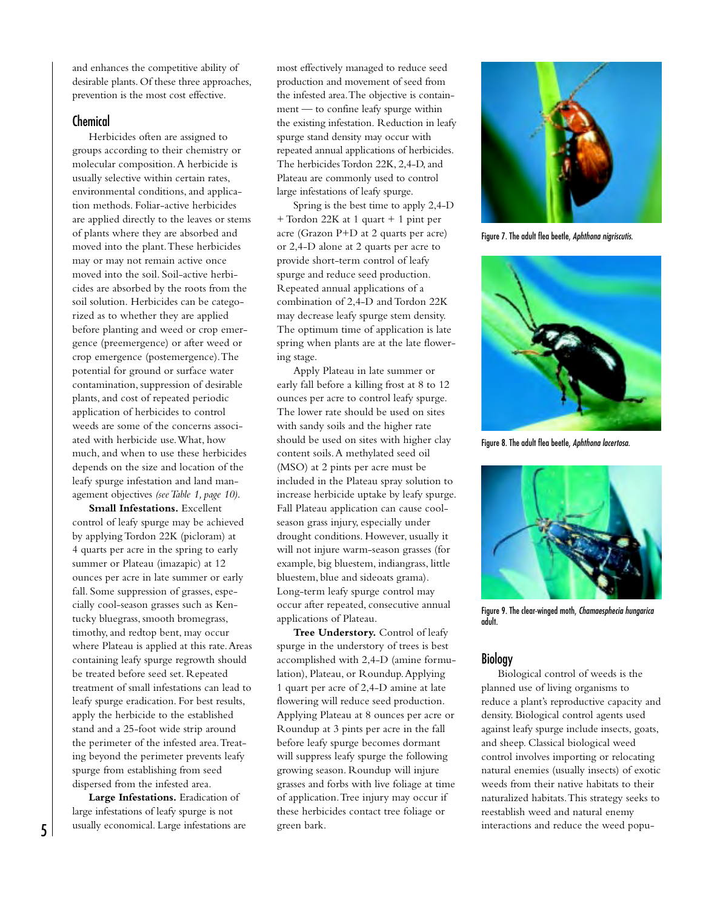and enhances the competitive ability of desirable plants. Of these three approaches, prevention is the most cost effective.

## Chemical

Herbicides often are assigned to groups according to their chemistry or molecular composition. A herbicide is usually selective within certain rates, environmental conditions, and application methods. Foliar-active herbicides are applied directly to the leaves or stems of plants where they are absorbed and moved into the plant. These herbicides may or may not remain active once moved into the soil. Soil-active herbicides are absorbed by the roots from the soil solution. Herbicides can be categorized as to whether they are applied before planting and weed or crop emergence (preemergence) or after weed or crop emergence (postemergence). The potential for ground or surface water contamination, suppression of desirable plants, and cost of repeated periodic application of herbicides to control weeds are some of the concerns associated with herbicide use. What, how much, and when to use these herbicides depends on the size and location of the leafy spurge infestation and land management objectives *(see Table 1, page 10)*.

**Small Infestations.** Excellent control of leafy spurge may be achieved by applying Tordon 22K (picloram) at 4 quarts per acre in the spring to early summer or Plateau (imazapic) at 12 ounces per acre in late summer or early fall. Some suppression of grasses, especially cool-season grasses such as Kentucky bluegrass, smooth bromegrass, timothy, and redtop bent, may occur where Plateau is applied at this rate. Areas containing leafy spurge regrowth should be treated before seed set. Repeated treatment of small infestations can lead to leafy spurge eradication. For best results, apply the herbicide to the established stand and a 25-foot wide strip around the perimeter of the infested area. Treating beyond the perimeter prevents leafy spurge from establishing from seed dispersed from the infested area.

**Large Infestations.** Eradication of large infestations of leafy spurge is not usually economical. Large infestations are most effectively managed to reduce seed production and movement of seed from the infested area. The objective is containment — to confine leafy spurge within the existing infestation. Reduction in leafy spurge stand density may occur with repeated annual applications of herbicides. The herbicides Tordon 22K, 2,4-D, and Plateau are commonly used to control large infestations of leafy spurge.

Spring is the best time to apply 2,4-D + Tordon 22K at 1 quart + 1 pint per acre (Grazon P+D at 2 quarts per acre) or 2,4-D alone at 2 quarts per acre to provide short-term control of leafy spurge and reduce seed production. Repeated annual applications of a combination of 2,4-D and Tordon 22K may decrease leafy spurge stem density. The optimum time of application is late spring when plants are at the late flowering stage.

Apply Plateau in late summer or early fall before a killing frost at 8 to 12 ounces per acre to control leafy spurge. The lower rate should be used on sites with sandy soils and the higher rate should be used on sites with higher clay content soils. A methylated seed oil (MSO) at 2 pints per acre must be included in the Plateau spray solution to increase herbicide uptake by leafy spurge. Fall Plateau application can cause cool-season grass injury, especially under drought conditions. However, usually it will not injure warm-season grasses (for example, big bluestem, indiangrass, little bluestem, blue and sideoats grama). Long-term leafy spurge control may occur after repeated, consecutive annual applications of Plateau.

**Tree Understory.** Control of leafy spurge in the understory of trees is best accomplished with 2,4-D (amine formulation), Plateau, or Roundup. Applying 1 quart per acre of 2,4-D amine at late flowering will reduce seed production. Applying Plateau at 8 ounces per acre or Roundup at 3 pints per acre in the fall before leafy spurge becomes dormant will suppress leafy spurge the following growing season. Roundup will injure grasses and forbs with live foliage at time of application. Tree injury may occur if these herbicides contact tree foliage or green bark.

Figure 7. The adult flea beetle, *Aphthona nigriscutis*.

Figure 8. The adult flea beetle, *Aphthona lacertosa*.

Figure 9. The clear-winged moth, *Chamaesphecia hungarica* adult.

## Biology

Biological control of weeds is the planned use of living organisms to reduce a plant's reproductive capacity and density. Biological control agents used against leafy spurge include insects, goats, and sheep. Classical biological weed control involves importing or relocating natural enemies (usually insects) of exotic weeds from their native habitats to their naturalized habitats. This strategy seeks to reestablish weed and natural enemy interactions and reduce the weed popu-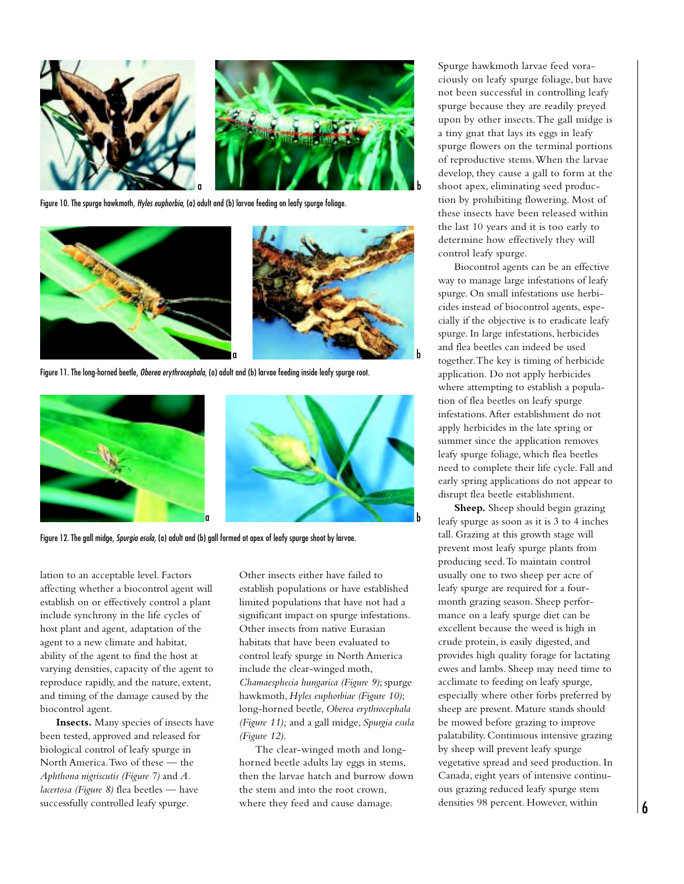Figure 10. The spurge hawkmoth, *Hyles euphorbia,* (a) adult and (b) larvae feeding on leafy spurge foliage.

Figure 11. The long-horned beetle, *Oberea erythrocephala,* (a) adult and (b) larvae feeding inside leafy spurge root.

Figure 12. The gall midge, *Spurgia esula,* (a) adult and (b) gall formed at apex of leafy spurge shoot by larvae.

lation to an acceptable level. Factors affecting whether a biocontrol agent will establish on or effectively control a plant include synchrony in the life cycles of host plant and agent, adaptation of the agent to a new climate and habitat, ability of the agent to find the host at varying densities, capacity of the agent to reproduce rapidly, and the nature, extent, and timing of the damage caused by the biocontrol agent.

**Insects.** Many species of insects have been tested, approved and released for biological control of leafy spurge in North America. Two of these — the *Aphthona nigriscutis (Figure 7)* and *A. lacertosa (Figure 8)* flea beetles — have successfully controlled leafy spurge.

Other insects either have failed to establish populations or have established limited populations that have not had a significant impact on spurge infestations. Other insects from native Eurasian habitats that have been evaluated to control leafy spurge in North America include the clear-winged moth, *Chamaesphecia hungarica (Figure 9)*; spurge hawkmoth, *Hyles euphorbiae (Figure 10)*; long-horned beetle, *Oberea erythrocephala (Figure 11);* and a gall midge, *Spurgia esula (Figure 12).*

The clear-winged moth and long-horned beetle adults lay eggs in stems, then the larvae hatch and burrow down the stem and into the root crown, where they feed and cause damage.

Spurge hawkmoth larvae feed voraciously on leafy spurge foliage, but have not been successful in controlling leafy spurge because they are readily preyed upon by other insects. The gall midge is a tiny gnat that lays its eggs in leafy spurge flowers on the terminal portions of reproductive stems. When the larvae develop, they cause a gall to form at the shoot apex, eliminating seed production by prohibiting flowering. Most of these insects have been released within the last 10 years and it is too early to determine how effectively they will control leafy spurge.

Biocontrol agents can be an effective way to manage large infestations of leafy spurge. On small infestations use herbicides instead of biocontrol agents, especially if the objective is to eradicate leafy spurge. In large infestations, herbicides and flea beetles can indeed be used together. The key is timing of herbicide application. Do not apply herbicides where attempting to establish a population of flea beetles on leafy spurge infestations. After establishment do not apply herbicides in the late spring or summer since the application removes leafy spurge foliage, which flea beetles need to complete their life cycle. Fall and early spring applications do not appear to disrupt flea beetle establishment.

**Sheep.** Sheep should begin grazing leafy spurge as soon as it is 3 to 4 inches tall. Grazing at this growth stage will prevent most leafy spurge plants from producing seed. To maintain control usually one to two sheep per acre of leafy spurge are required for a four-month grazing season. Sheep performance on a leafy spurge diet can be excellent because the weed is high in crude protein, is easily digested, and provides high quality forage for lactating ewes and lambs. Sheep may need time to acclimate to feeding on leafy spurge, especially where other forbs preferred by sheep are present. Mature stands should be mowed before grazing to improve palatability. Continuous intensive grazing by sheep will prevent leafy spurge vegetative spread and seed production. In Canada, eight years of intensive continuous grazing reduced leafy spurge stem densities 98 percent. However, within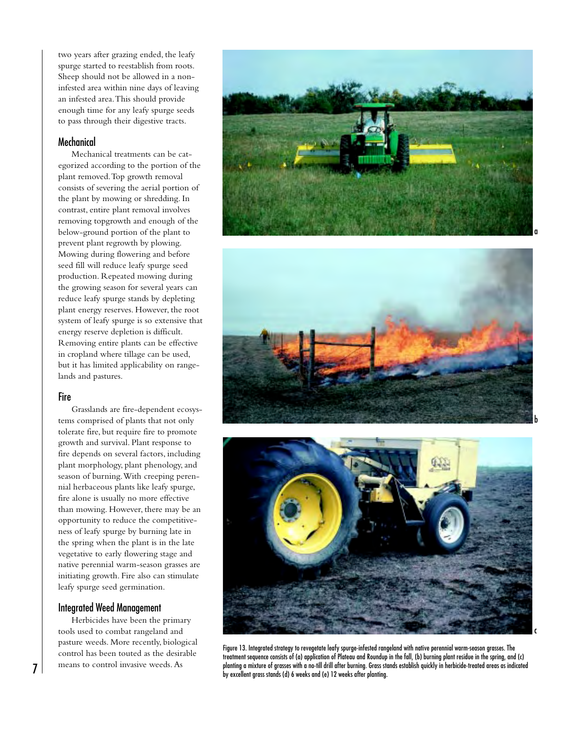two years after grazing ended, the leafy spurge started to reestablish from roots. Sheep should not be allowed in a non-infested area within nine days of leaving an infested area. This should provide enough time for any leafy spurge seeds to pass through their digestive tracts.

## Mechanical

Mechanical treatments can be categorized according to the portion of the plant removed. Top growth removal consists of severing the aerial portion of the plant by mowing or shredding. In contrast, entire plant removal involves removing topgrowth and enough of the below-ground portion of the plant to prevent plant regrowth by plowing. Mowing during flowering and before seed fill will reduce leafy spurge seed production. Repeated mowing during the growing season for several years can reduce leafy spurge stands by depleting plant energy reserves. However, the root system of leafy spurge is so extensive that energy reserve depletion is difficult. Removing entire plants can be effective in cropland where tillage can be used, but it has limited applicability on rangelands and pastures.

## Fire

Grasslands are fire-dependent ecosystems comprised of plants that not only tolerate fire, but require fire to promote growth and survival. Plant response to fire depends on several factors, including plant morphology, plant phenology, and season of burning. With creeping perennial herbaceous plants like leafy spurge, fire alone is usually no more effective than mowing. However, there may be an opportunity to reduce the competitiveness of leafy spurge by burning late in the spring when the plant is in the late vegetative to early flowering stage and native perennial warm-season grasses are initiating growth. Fire also can stimulate leafy spurge seed germination.

## Integrated Weed Management

Herbicides have been the primary tools used to combat rangeland and pasture weeds. More recently, biological control has been touted as the desirable means to control invasive weeds. As

Figure 13. Integrated strategy to revegetate leafy spurge-infested rangeland with native perennial warm-season grasses. The treatment sequence consists of (a) application of Plateau and Roundup in the fall, (b) burning plant residue in the spring, and (c) planting a mixture of grasses with a no-till drill after burning. Grass stands establish quickly in herbicide-treated areas as indicated by excellent grass stands (d) 6 weeks and (e) 12 weeks after planting.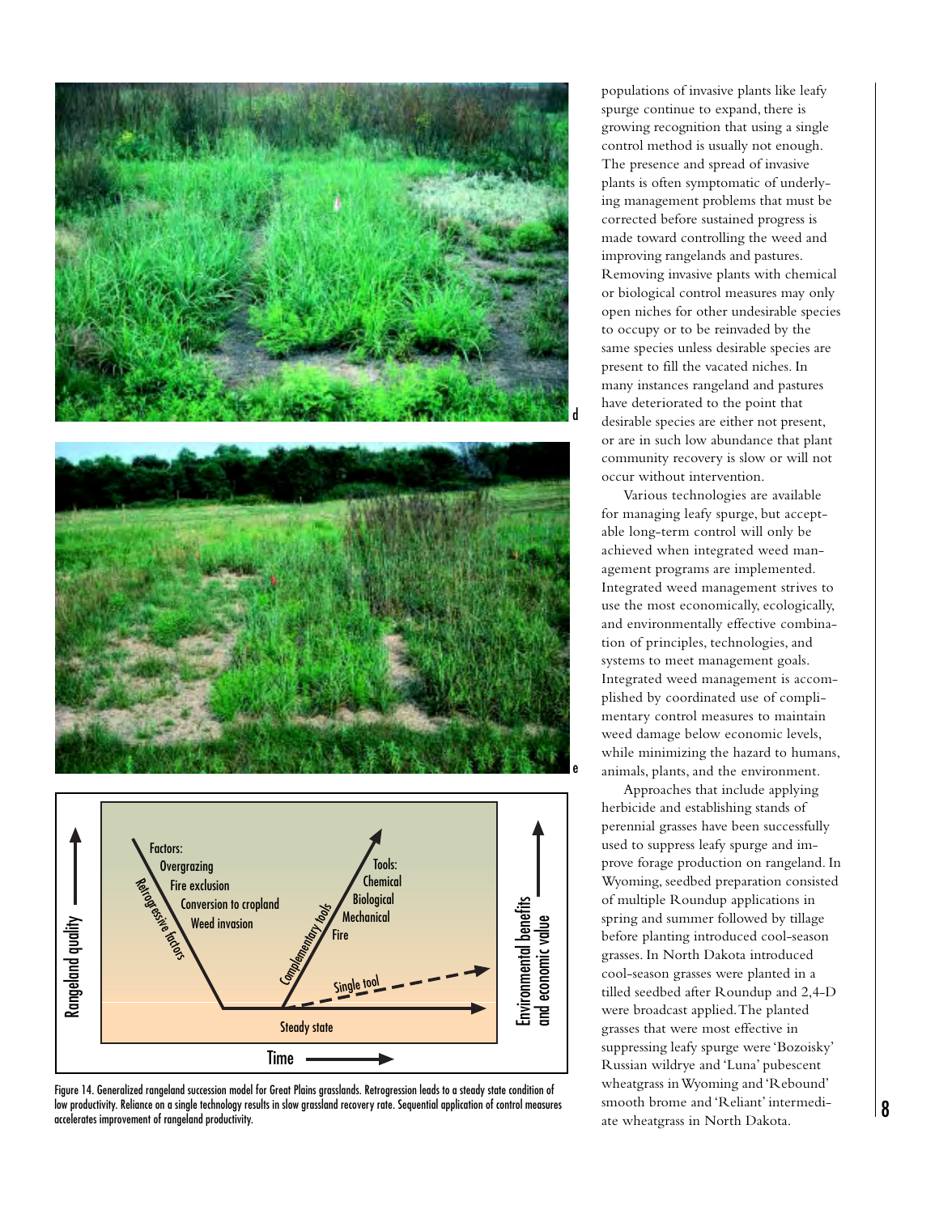d

e

Figure 14. Generalized rangeland succession model for Great Plains grasslands. Retrogression leads to a steady state condition of low productivity. Reliance on a single technology results in slow grassland recovery rate. Sequential application of control measures accelerates improvement of rangeland productivity.

populations of invasive plants like leafy spurge continue to expand, there is growing recognition that using a single control method is usually not enough. The presence and spread of invasive plants is often symptomatic of underlying management problems that must be corrected before sustained progress is made toward controlling the weed and improving rangelands and pastures. Removing invasive plants with chemical or biological control measures may only open niches for other undesirable species to occupy or to be reinvaded by the same species unless desirable species are present to fill the vacated niches. In many instances rangeland and pastures have deteriorated to the point that desirable species are either not present, or are in such low abundance that plant community recovery is slow or will not occur without intervention.

Various technologies are available for managing leafy spurge, but acceptable long-term control will only be achieved when integrated weed management programs are implemented. Integrated weed management strives to use the most economically, ecologically, and environmentally effective combination of principles, technologies, and systems to meet management goals. Integrated weed management is accomplished by coordinated use of complimentary control measures to maintain weed damage below economic levels, while minimizing the hazard to humans, animals, plants, and the environment.

Approaches that include applying herbicide and establishing stands of perennial grasses have been successfully used to suppress leafy spurge and improve forage production on rangeland. In Wyoming, seedbed preparation consisted of multiple Roundup applications in spring and summer followed by tillage before planting introduced cool-season grasses. In North Dakota introduced cool-season grasses were planted in a tilled seedbed after Roundup and 2,4-D were broadcast applied. The planted grasses that were most effective in suppressing leafy spurge were 'Bozoisky' Russian wildrye and 'Luna' pubescent wheatgrass in Wyoming and 'Rebound' smooth brome and 'Reliant' intermediate wheatgrass in North Dakota.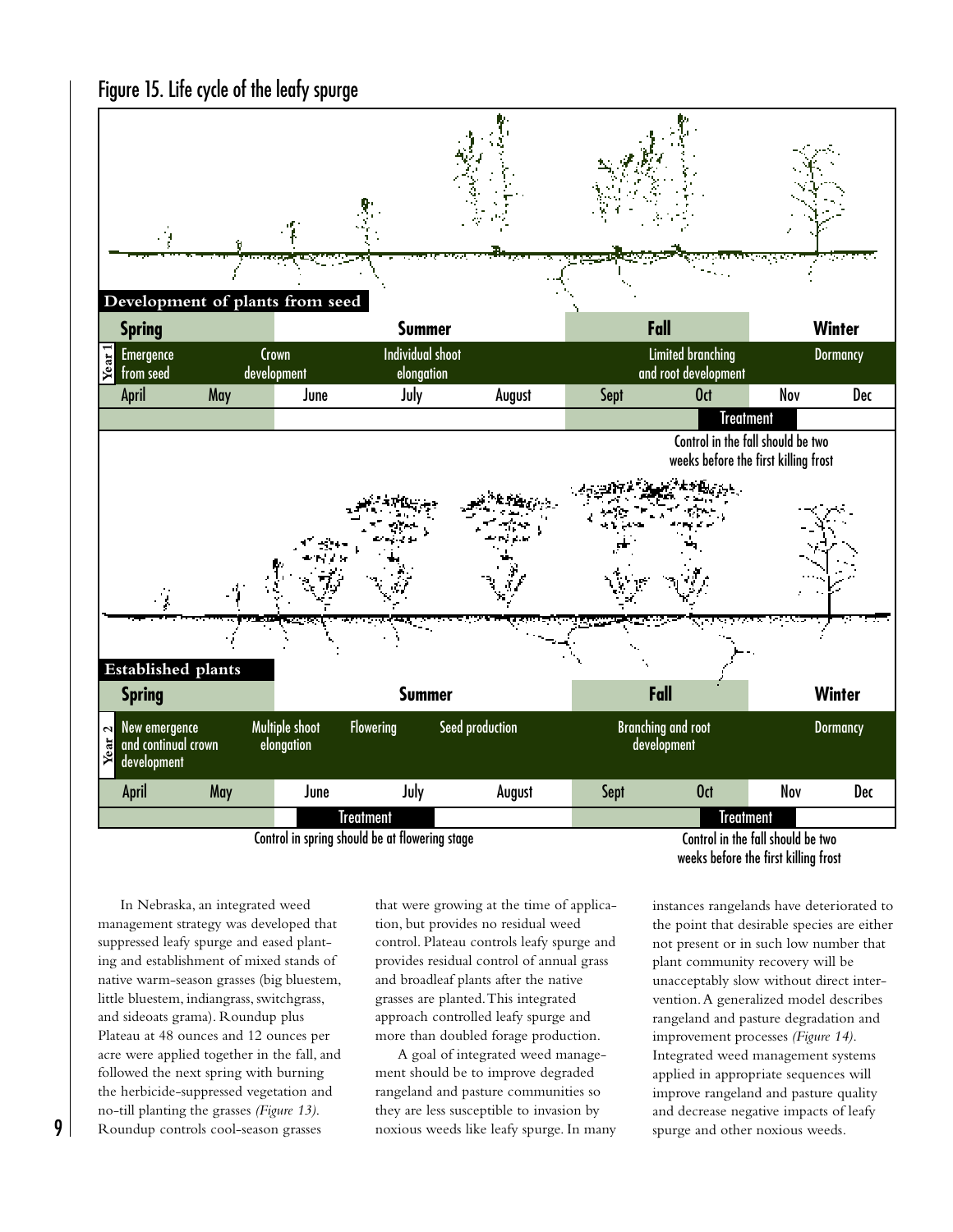Figure 15. Life cycle of the leafy spurge

**Development of plants from seed**

| | Spring | | Summer | | | Fall | | Winter | |
|---|---|---|---|---|---|---|---|---|---|
| Year 1 | Emergence from seed | | Crown development | Individual shoot elongation | | | Limited branching and root development | | Dormancy |
| | April | May | June | July | August | Sept | Oct | Nov | Dec |
| | | | | | | | Treatment | | |

Control in the fall should be two weeks before the first killing frost

**Established plants**

| | Spring | | Summer | | | Fall | | Winter | |
|---|---|---|---|---|---|---|---|---|---|
| Year 2 | New emergence and continual crown development | | Multiple shoot elongation | Flowering | Seed production | Branching and root development | | | Dormancy |
| | April | May | June | July | August | Sept | Oct | Nov | Dec |
| | | | Treatment | | | | Treatment | | |

Control in spring should be at flowering stage

Control in the fall should be two weeks before the first killing frost

In Nebraska, an integrated weed management strategy was developed that suppressed leafy spurge and eased planting and establishment of mixed stands of native warm-season grasses (big bluestem, little bluestem, indiangrass, switchgrass, and sideoats grama). Roundup plus Plateau at 48 ounces and 12 ounces per acre were applied together in the fall, and followed the next spring with burning the herbicide-suppressed vegetation and no-till planting the grasses *(Figure 13)*. Roundup controls cool-season grasses that were growing at the time of application, but provides no residual weed control. Plateau controls leafy spurge and provides residual control of annual grass and broadleaf plants after the native grasses are planted. This integrated approach controlled leafy spurge and more than doubled forage production.

A goal of integrated weed management should be to improve degraded rangeland and pasture communities so they are less susceptible to invasion by noxious weeds like leafy spurge. In many instances rangelands have deteriorated to the point that desirable species are either not present or in such low number that plant community recovery will be unacceptably slow without direct intervention. A generalized model describes rangeland and pasture degradation and improvement processes *(Figure 14)*. Integrated weed management systems applied in appropriate sequences will improve rangeland and pasture quality and decrease negative impacts of leafy spurge and other noxious weeds.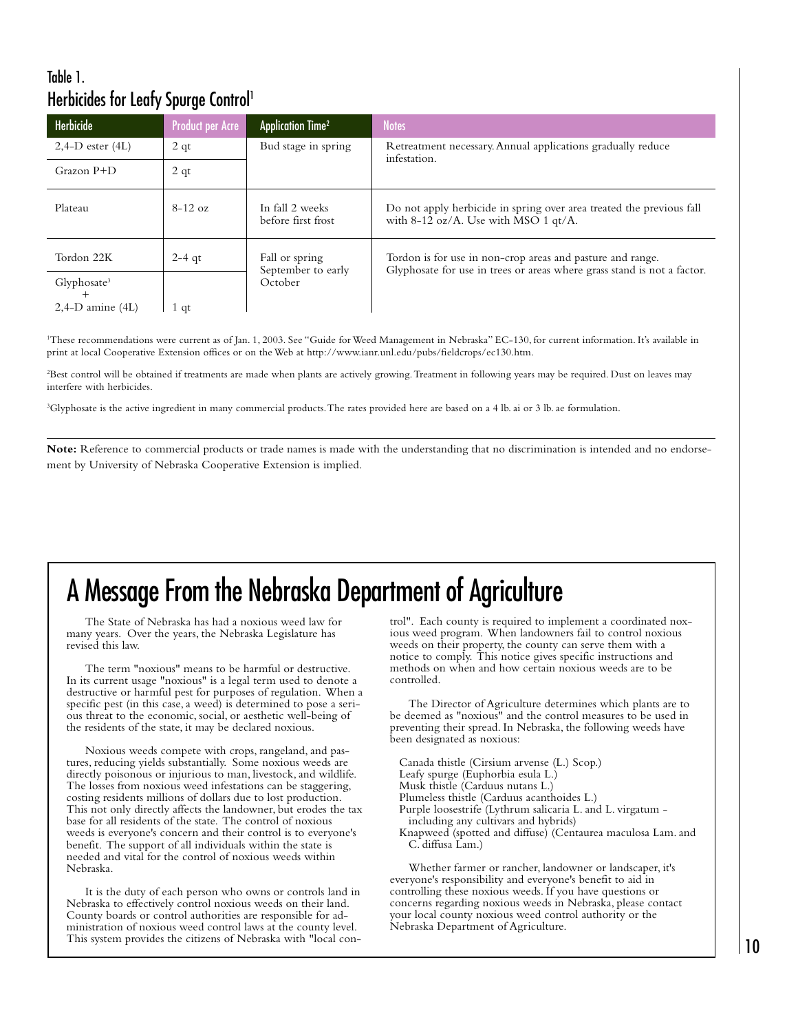## Table 1. Herbicides for Leafy Spurge Control[1]

| Herbicide | Product per Acre | Application Time[2] | Notes |
|---|---|---|---|
| 2,4-D ester (4L) | 2 qt | Bud stage in spring | Retreatment necessary. Annual applications gradually reduce infestation. |
| Grazon P+D | 2 qt | | |
| Plateau | 8-12 oz | In fall 2 weeks before first frost | Do not apply herbicide in spring over area treated the previous fall with 8-12 oz/A. Use with MSO 1 qt/A. |
| Tordon 22K | 2-4 qt | Fall or spring September to early October | Tordon is for use in non-crop areas and pasture and range. Glyphosate for use in trees or areas where grass stand is not a factor. |
| Glyphosate[3] + 2,4-D amine (4L) | 1 qt | | |

[1]These recommendations were current as of Jan. 1, 2003. See "Guide for Weed Management in Nebraska" EC-130, for current information. It's available in print at local Cooperative Extension offices or on the Web at http://www.ianr.unl.edu/pubs/fieldcrops/ec130.htm.

[2]Best control will be obtained if treatments are made when plants are actively growing. Treatment in following years may be required. Dust on leaves may interfere with herbicides.

[3]Glyphosate is the active ingredient in many commercial products. The rates provided here are based on a 4 lb. ai or 3 lb. ae formulation.

**Note:** Reference to commercial products or trade names is made with the understanding that no discrimination is intended and no endorsement by University of Nebraska Cooperative Extension is implied.

# A Message From the Nebraska Department of Agriculture

The State of Nebraska has had a noxious weed law for many years. Over the years, the Nebraska Legislature has revised this law.

The term "noxious" means to be harmful or destructive. In its current usage "noxious" is a legal term used to denote a destructive or harmful pest for purposes of regulation. When a specific pest (in this case, a weed) is determined to pose a serious threat to the economic, social, or aesthetic well-being of the residents of the state, it may be declared noxious.

Noxious weeds compete with crops, rangeland, and pastures, reducing yields substantially. Some noxious weeds are directly poisonous or injurious to man, livestock, and wildlife. The losses from noxious weed infestations can be staggering, costing residents millions of dollars due to lost production. This not only directly affects the landowner, but erodes the tax base for all residents of the state. The control of noxious weeds is everyone's concern and their control is to everyone's benefit. The support of all individuals within the state is needed and vital for the control of noxious weeds within Nebraska.

It is the duty of each person who owns or controls land in Nebraska to effectively control noxious weeds on their land. County boards or control authorities are responsible for administration of noxious weed control laws at the county level. This system provides the citizens of Nebraska with "local control". Each county is required to implement a coordinated noxious weed program. When landowners fail to control noxious weeds on their property, the county can serve them with a notice to comply. This notice gives specific instructions and methods on when and how certain noxious weeds are to be controlled.

The Director of Agriculture determines which plants are to be deemed as "noxious" and the control measures to be used in preventing their spread. In Nebraska, the following weeds have been designated as noxious:

- Canada thistle (Cirsium arvense (L.) Scop.)
- Leafy spurge (Euphorbia esula L.)
- Musk thistle (Carduus nutans L.)
- Plumeless thistle (Carduus acanthoides L.)
- Purple loosestrife (Lythrum salicaria L. and L. virgatum - including any cultivars and hybrids)
- Knapweed (spotted and diffuse) (Centaurea maculosa Lam. and C. diffusa Lam.)

Whether farmer or rancher, landowner or landscaper, it's everyone's responsibility and everyone's benefit to aid in controlling these noxious weeds. If you have questions or concerns regarding noxious weeds in Nebraska, please contact your local county noxious weed control authority or the Nebraska Department of Agriculture.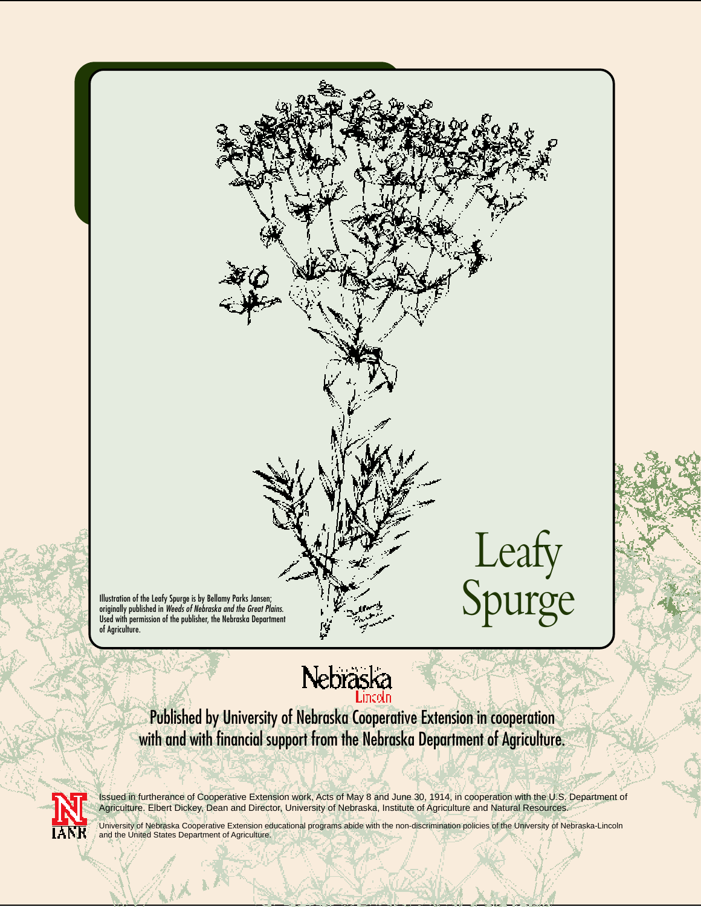# Leafy Spurge

Illustration of the Leafy Spurge is by Bellamy Parks Jansen; originally published in *Weeds of Nebraska and the Great Plains.* Used with permission of the publisher, the Nebraska Department of Agriculture.

Nebraska
Lincoln

Published by University of Nebraska Cooperative Extension in cooperation with and with financial support from the Nebraska Department of Agriculture.

Issued in furtherance of Cooperative Extension work, Acts of May 8 and June 30, 1914, in cooperation with the U.S. Department of Agriculture. Elbert Dickey, Dean and Director, University of Nebraska, Institute of Agriculture and Natural Resources.

University of Nebraska Cooperative Extension educational programs abide with the non-discrimination policies of the University of Nebraska-Lincoln and the United States Department of Agriculture.